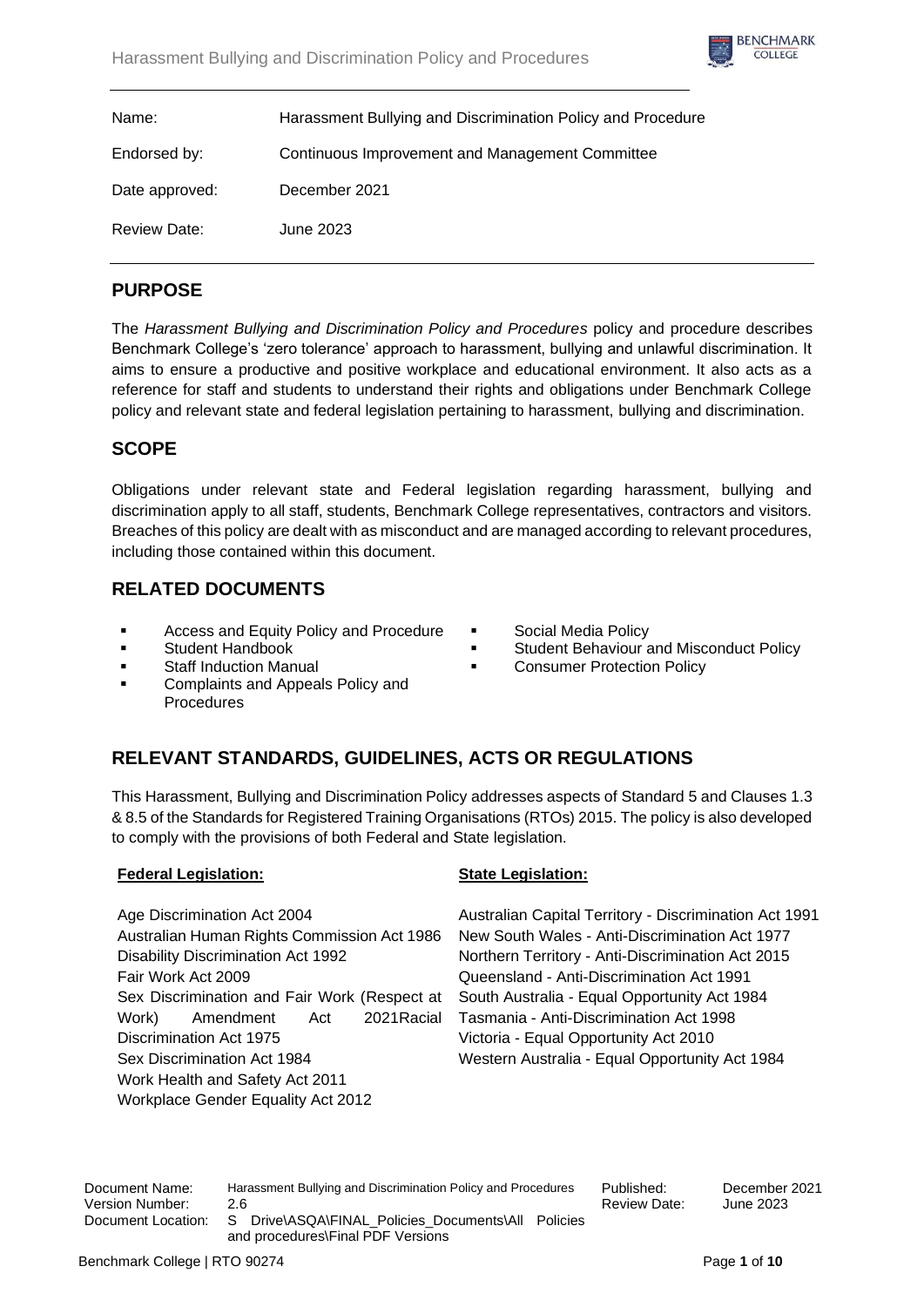| | |
|---|---|
| Name: | Harassment Bullying and Discrimination Policy and Procedure |
| Endorsed by: | Continuous Improvement and Management Committee |
| Date approved: | December 2021 |
| Review Date: | June 2023 |

## PURPOSE

The *Harassment Bullying and Discrimination Policy and Procedures* policy and procedure describes Benchmark College's 'zero tolerance' approach to harassment, bullying and unlawful discrimination. It aims to ensure a productive and positive workplace and educational environment. It also acts as a reference for staff and students to understand their rights and obligations under Benchmark College policy and relevant state and federal legislation pertaining to harassment, bullying and discrimination.

## SCOPE

Obligations under relevant state and Federal legislation regarding harassment, bullying and discrimination apply to all staff, students, Benchmark College representatives, contractors and visitors. Breaches of this policy are dealt with as misconduct and are managed according to relevant procedures, including those contained within this document.

## RELATED DOCUMENTS

- Access and Equity Policy and Procedure
- Student Handbook
- Staff Induction Manual
- Complaints and Appeals Policy and Procedures
- Social Media Policy
- Student Behaviour and Misconduct Policy
- Consumer Protection Policy

## RELEVANT STANDARDS, GUIDELINES, ACTS OR REGULATIONS

This Harassment, Bullying and Discrimination Policy addresses aspects of Standard 5 and Clauses 1.3 & 8.5 of the Standards for Registered Training Organisations (RTOs) 2015. The policy is also developed to comply with the provisions of both Federal and State legislation.

**Federal Legislation:**

Age Discrimination Act 2004
Australian Human Rights Commission Act 1986
Disability Discrimination Act 1992
Fair Work Act 2009
Sex Discrimination and Fair Work (Respect at Work) Amendment Act 2021Racial Discrimination Act 1975
Sex Discrimination Act 1984
Work Health and Safety Act 2011
Workplace Gender Equality Act 2012

**State Legislation:**

Australian Capital Territory - Discrimination Act 1991
New South Wales - Anti-Discrimination Act 1977
Northern Territory - Anti-Discrimination Act 2015
Queensland - Anti-Discrimination Act 1991
South Australia - Equal Opportunity Act 1984
Tasmania - Anti-Discrimination Act 1998
Victoria - Equal Opportunity Act 2010
Western Australia - Equal Opportunity Act 1984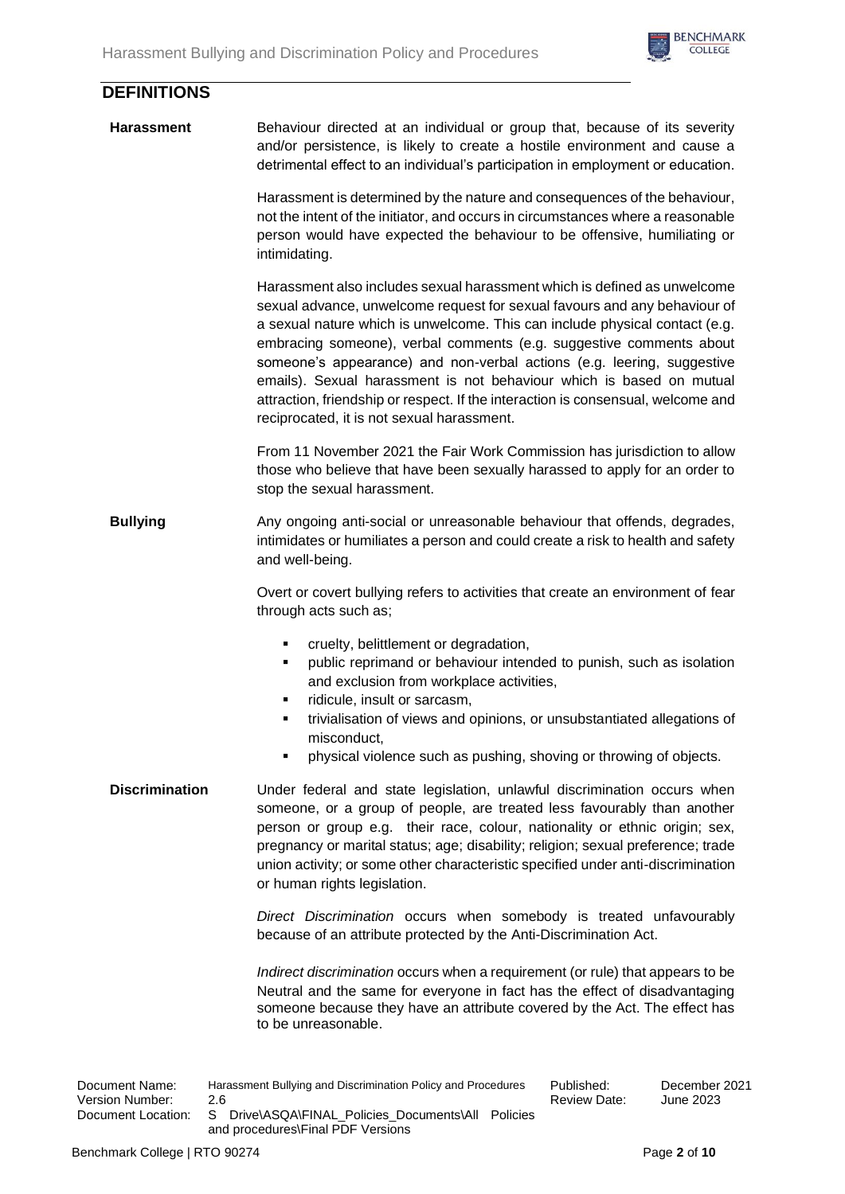## DEFINITIONS

**Harassment**

Behaviour directed at an individual or group that, because of its severity and/or persistence, is likely to create a hostile environment and cause a detrimental effect to an individual's participation in employment or education.

Harassment is determined by the nature and consequences of the behaviour, not the intent of the initiator, and occurs in circumstances where a reasonable person would have expected the behaviour to be offensive, humiliating or intimidating.

Harassment also includes sexual harassment which is defined as unwelcome sexual advance, unwelcome request for sexual favours and any behaviour of a sexual nature which is unwelcome. This can include physical contact (e.g. embracing someone), verbal comments (e.g. suggestive comments about someone's appearance) and non-verbal actions (e.g. leering, suggestive emails). Sexual harassment is not behaviour which is based on mutual attraction, friendship or respect. If the interaction is consensual, welcome and reciprocated, it is not sexual harassment.

From 11 November 2021 the Fair Work Commission has jurisdiction to allow those who believe that have been sexually harassed to apply for an order to stop the sexual harassment.

**Bullying**

Any ongoing anti-social or unreasonable behaviour that offends, degrades, intimidates or humiliates a person and could create a risk to health and safety and well-being.

Overt or covert bullying refers to activities that create an environment of fear through acts such as;

- cruelty, belittlement or degradation,
- public reprimand or behaviour intended to punish, such as isolation and exclusion from workplace activities,
- ridicule, insult or sarcasm,
- trivialisation of views and opinions, or unsubstantiated allegations of misconduct,
- physical violence such as pushing, shoving or throwing of objects.

**Discrimination**

Under federal and state legislation, unlawful discrimination occurs when someone, or a group of people, are treated less favourably than another person or group e.g. their race, colour, nationality or ethnic origin; sex, pregnancy or marital status; age; disability; religion; sexual preference; trade union activity; or some other characteristic specified under anti-discrimination or human rights legislation.

*Direct Discrimination* occurs when somebody is treated unfavourably because of an attribute protected by the Anti-Discrimination Act.

*Indirect discrimination* occurs when a requirement (or rule) that appears to be Neutral and the same for everyone in fact has the effect of disadvantaging someone because they have an attribute covered by the Act. The effect has to be unreasonable.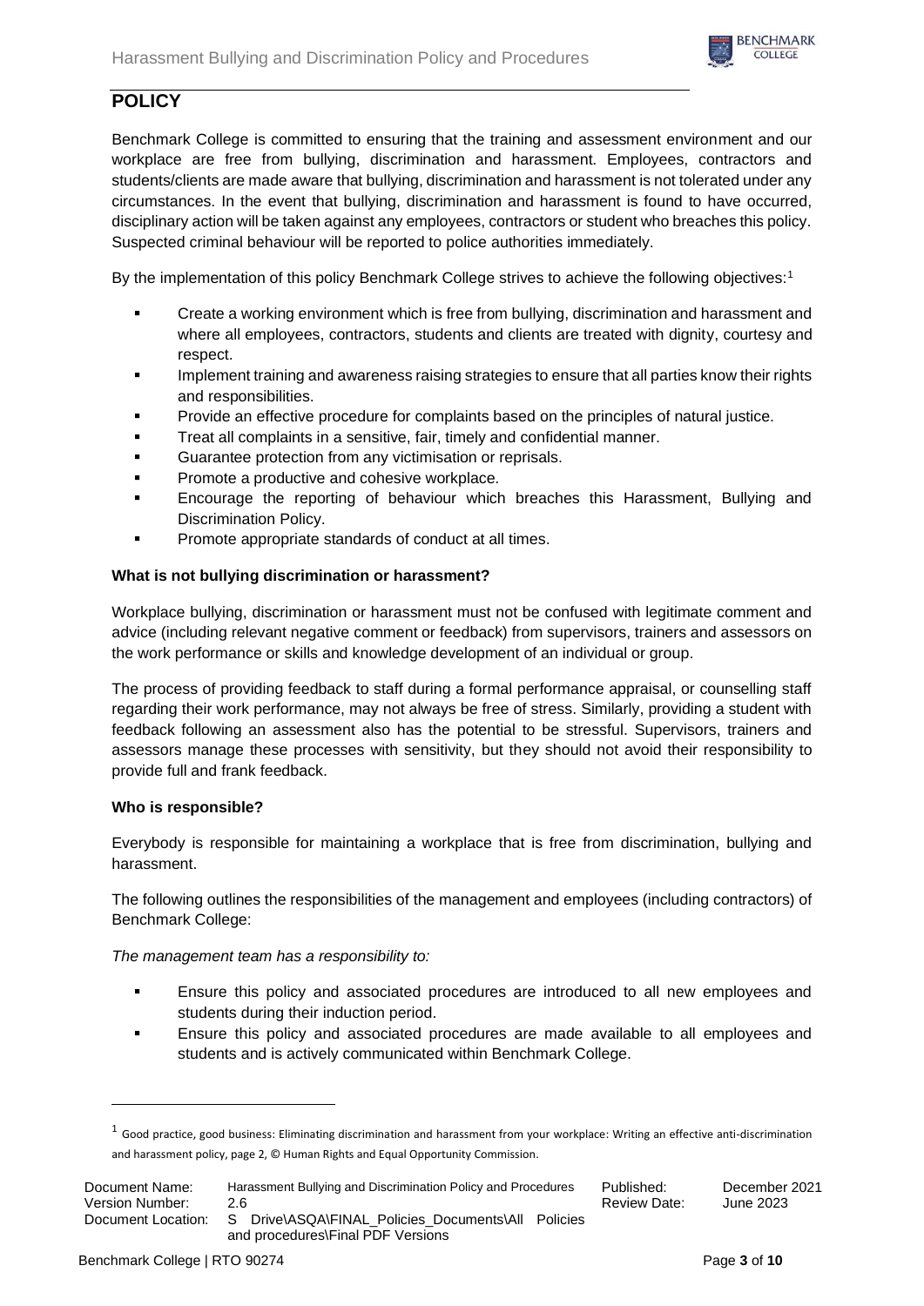# POLICY

Benchmark College is committed to ensuring that the training and assessment environment and our workplace are free from bullying, discrimination and harassment. Employees, contractors and students/clients are made aware that bullying, discrimination and harassment is not tolerated under any circumstances. In the event that bullying, discrimination and harassment is found to have occurred, disciplinary action will be taken against any employees, contractors or student who breaches this policy. Suspected criminal behaviour will be reported to police authorities immediately.

By the implementation of this policy Benchmark College strives to achieve the following objectives:[1]

- Create a working environment which is free from bullying, discrimination and harassment and where all employees, contractors, students and clients are treated with dignity, courtesy and respect.
- Implement training and awareness raising strategies to ensure that all parties know their rights and responsibilities.
- Provide an effective procedure for complaints based on the principles of natural justice.
- Treat all complaints in a sensitive, fair, timely and confidential manner.
- Guarantee protection from any victimisation or reprisals.
- Promote a productive and cohesive workplace.
- Encourage the reporting of behaviour which breaches this Harassment, Bullying and Discrimination Policy.
- Promote appropriate standards of conduct at all times.

**What is not bullying discrimination or harassment?**

Workplace bullying, discrimination or harassment must not be confused with legitimate comment and advice (including relevant negative comment or feedback) from supervisors, trainers and assessors on the work performance or skills and knowledge development of an individual or group.

The process of providing feedback to staff during a formal performance appraisal, or counselling staff regarding their work performance, may not always be free of stress. Similarly, providing a student with feedback following an assessment also has the potential to be stressful. Supervisors, trainers and assessors manage these processes with sensitivity, but they should not avoid their responsibility to provide full and frank feedback.

**Who is responsible?**

Everybody is responsible for maintaining a workplace that is free from discrimination, bullying and harassment.

The following outlines the responsibilities of the management and employees (including contractors) of Benchmark College:

*The management team has a responsibility to:*

- Ensure this policy and associated procedures are introduced to all new employees and students during their induction period.
- Ensure this policy and associated procedures are made available to all employees and students and is actively communicated within Benchmark College.

---

[1] Good practice, good business: Eliminating discrimination and harassment from your workplace: Writing an effective anti-discrimination and harassment policy, page 2, © Human Rights and Equal Opportunity Commission.

| Document Name: | Harassment Bullying and Discrimination Policy and Procedures | Published: | December 2021 |
|---|---|---|---|
| Version Number: | 2.6 | Review Date: | June 2023 |
| Document Location: | S Drive\ASQA\FINAL_Policies_Documents\All Policies and procedures\Final PDF Versions | | |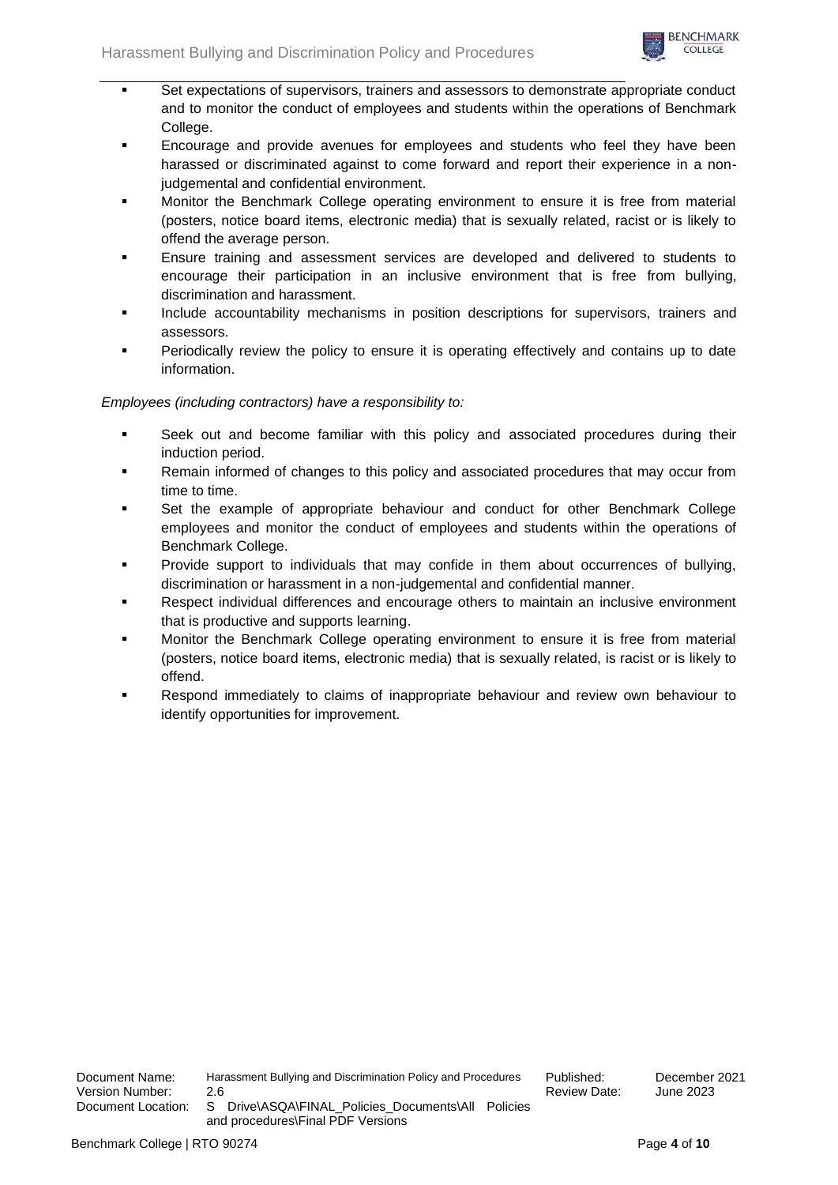- Set expectations of supervisors, trainers and assessors to demonstrate appropriate conduct and to monitor the conduct of employees and students within the operations of Benchmark College.
- Encourage and provide avenues for employees and students who feel they have been harassed or discriminated against to come forward and report their experience in a non-judgemental and confidential environment.
- Monitor the Benchmark College operating environment to ensure it is free from material (posters, notice board items, electronic media) that is sexually related, racist or is likely to offend the average person.
- Ensure training and assessment services are developed and delivered to students to encourage their participation in an inclusive environment that is free from bullying, discrimination and harassment.
- Include accountability mechanisms in position descriptions for supervisors, trainers and assessors.
- Periodically review the policy to ensure it is operating effectively and contains up to date information.

*Employees (including contractors) have a responsibility to:*

- Seek out and become familiar with this policy and associated procedures during their induction period.
- Remain informed of changes to this policy and associated procedures that may occur from time to time.
- Set the example of appropriate behaviour and conduct for other Benchmark College employees and monitor the conduct of employees and students within the operations of Benchmark College.
- Provide support to individuals that may confide in them about occurrences of bullying, discrimination or harassment in a non-judgemental and confidential manner.
- Respect individual differences and encourage others to maintain an inclusive environment that is productive and supports learning.
- Monitor the Benchmark College operating environment to ensure it is free from material (posters, notice board items, electronic media) that is sexually related, is racist or is likely to offend.
- Respond immediately to claims of inappropriate behaviour and review own behaviour to identify opportunities for improvement.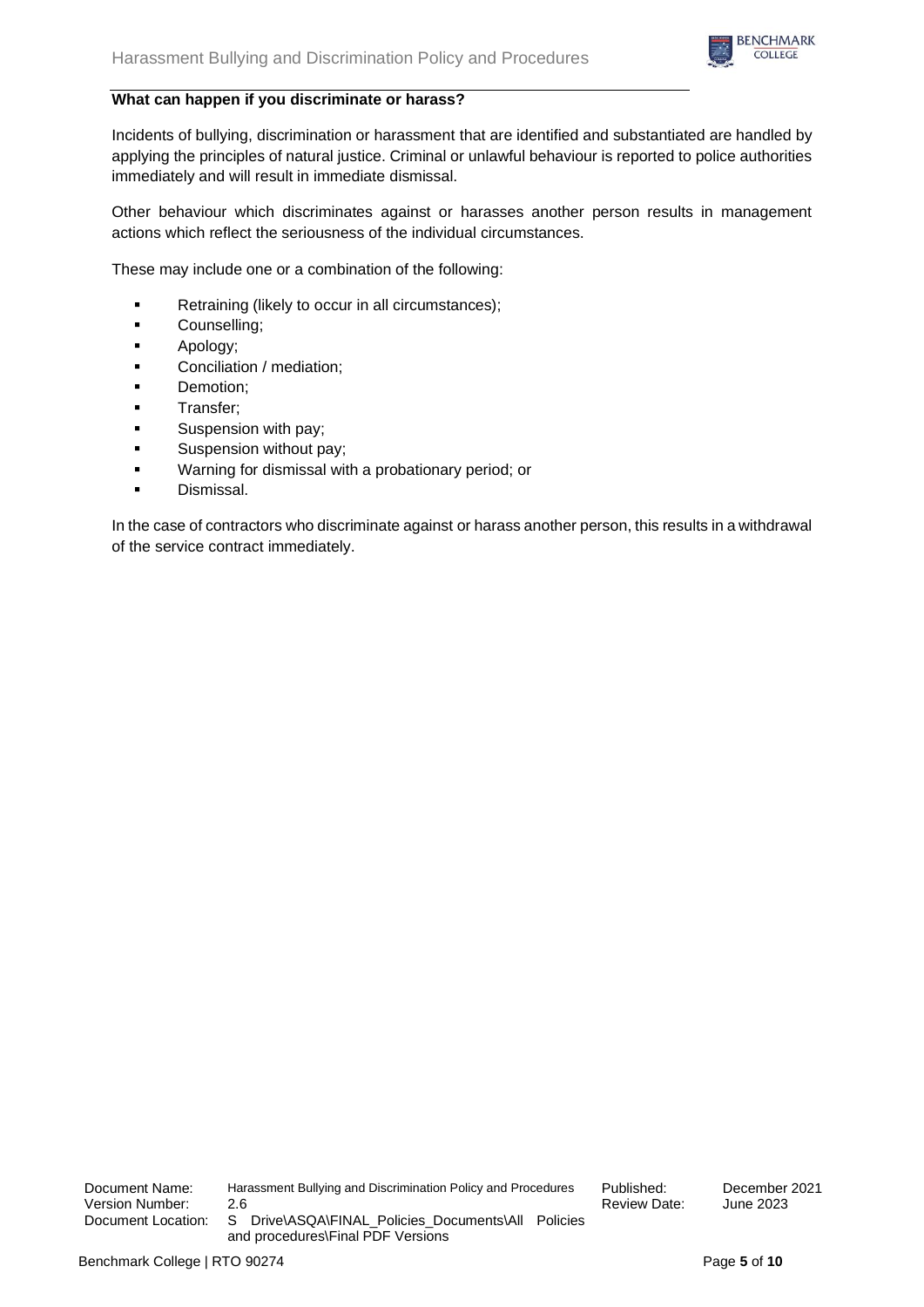### What can happen if you discriminate or harass?

Incidents of bullying, discrimination or harassment that are identified and substantiated are handled by applying the principles of natural justice. Criminal or unlawful behaviour is reported to police authorities immediately and will result in immediate dismissal.

Other behaviour which discriminates against or harasses another person results in management actions which reflect the seriousness of the individual circumstances.

These may include one or a combination of the following:

- Retraining (likely to occur in all circumstances);
- Counselling;
- Apology;
- Conciliation / mediation;
- Demotion;
- Transfer;
- Suspension with pay;
- Suspension without pay;
- Warning for dismissal with a probationary period; or
- Dismissal.

In the case of contractors who discriminate against or harass another person, this results in a withdrawal of the service contract immediately.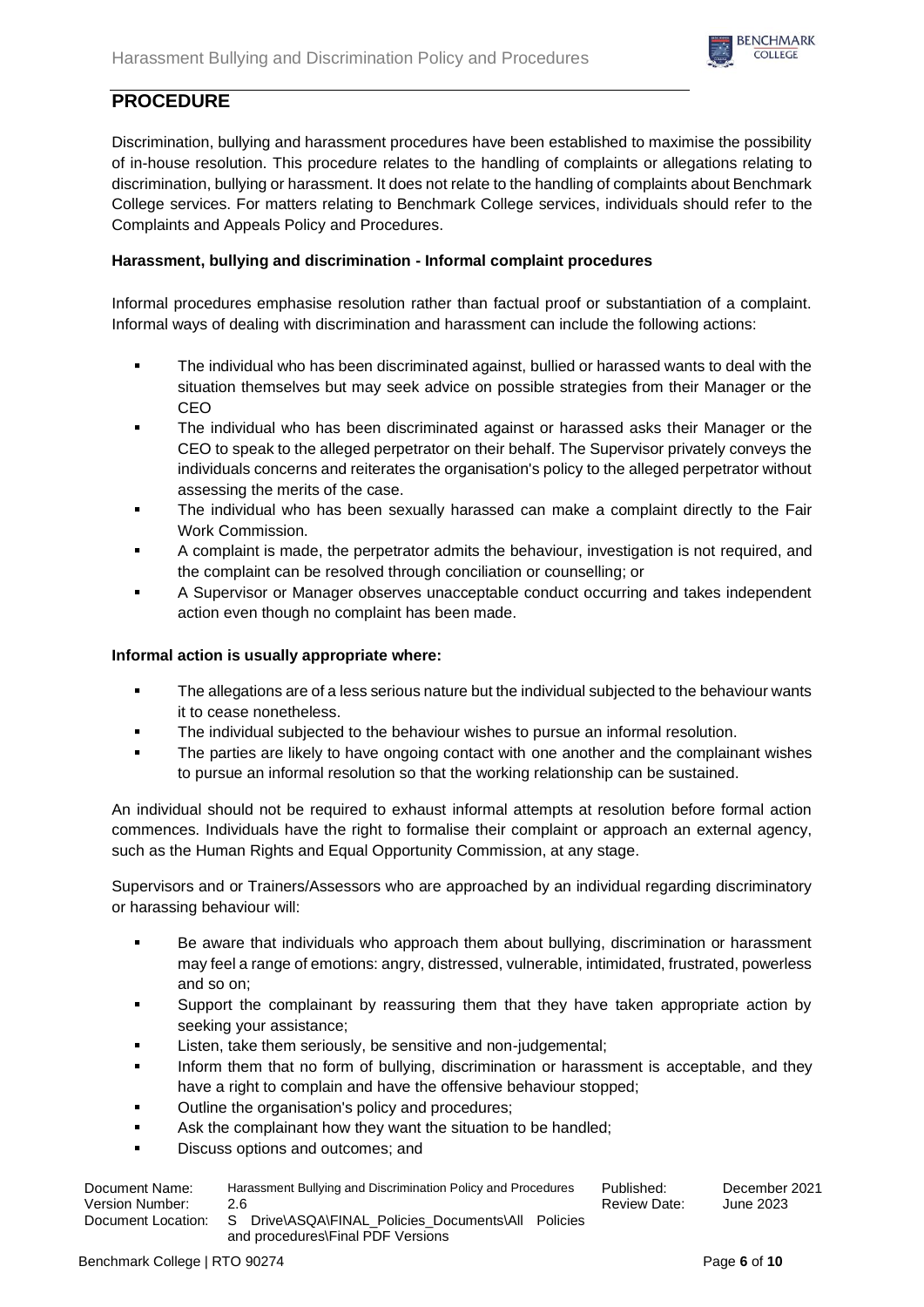## PROCEDURE

Discrimination, bullying and harassment procedures have been established to maximise the possibility of in-house resolution. This procedure relates to the handling of complaints or allegations relating to discrimination, bullying or harassment. It does not relate to the handling of complaints about Benchmark College services. For matters relating to Benchmark College services, individuals should refer to the Complaints and Appeals Policy and Procedures.

**Harassment, bullying and discrimination - Informal complaint procedures**

Informal procedures emphasise resolution rather than factual proof or substantiation of a complaint. Informal ways of dealing with discrimination and harassment can include the following actions:

- The individual who has been discriminated against, bullied or harassed wants to deal with the situation themselves but may seek advice on possible strategies from their Manager or the CEO
- The individual who has been discriminated against or harassed asks their Manager or the CEO to speak to the alleged perpetrator on their behalf. The Supervisor privately conveys the individuals concerns and reiterates the organisation's policy to the alleged perpetrator without assessing the merits of the case.
- The individual who has been sexually harassed can make a complaint directly to the Fair Work Commission.
- A complaint is made, the perpetrator admits the behaviour, investigation is not required, and the complaint can be resolved through conciliation or counselling; or
- A Supervisor or Manager observes unacceptable conduct occurring and takes independent action even though no complaint has been made.

**Informal action is usually appropriate where:**

- The allegations are of a less serious nature but the individual subjected to the behaviour wants it to cease nonetheless.
- The individual subjected to the behaviour wishes to pursue an informal resolution.
- The parties are likely to have ongoing contact with one another and the complainant wishes to pursue an informal resolution so that the working relationship can be sustained.

An individual should not be required to exhaust informal attempts at resolution before formal action commences. Individuals have the right to formalise their complaint or approach an external agency, such as the Human Rights and Equal Opportunity Commission, at any stage.

Supervisors and or Trainers/Assessors who are approached by an individual regarding discriminatory or harassing behaviour will:

- Be aware that individuals who approach them about bullying, discrimination or harassment may feel a range of emotions: angry, distressed, vulnerable, intimidated, frustrated, powerless and so on;
- Support the complainant by reassuring them that they have taken appropriate action by seeking your assistance;
- Listen, take them seriously, be sensitive and non-judgemental;
- Inform them that no form of bullying, discrimination or harassment is acceptable, and they have a right to complain and have the offensive behaviour stopped;
- Outline the organisation's policy and procedures;
- Ask the complainant how they want the situation to be handled;
- Discuss options and outcomes; and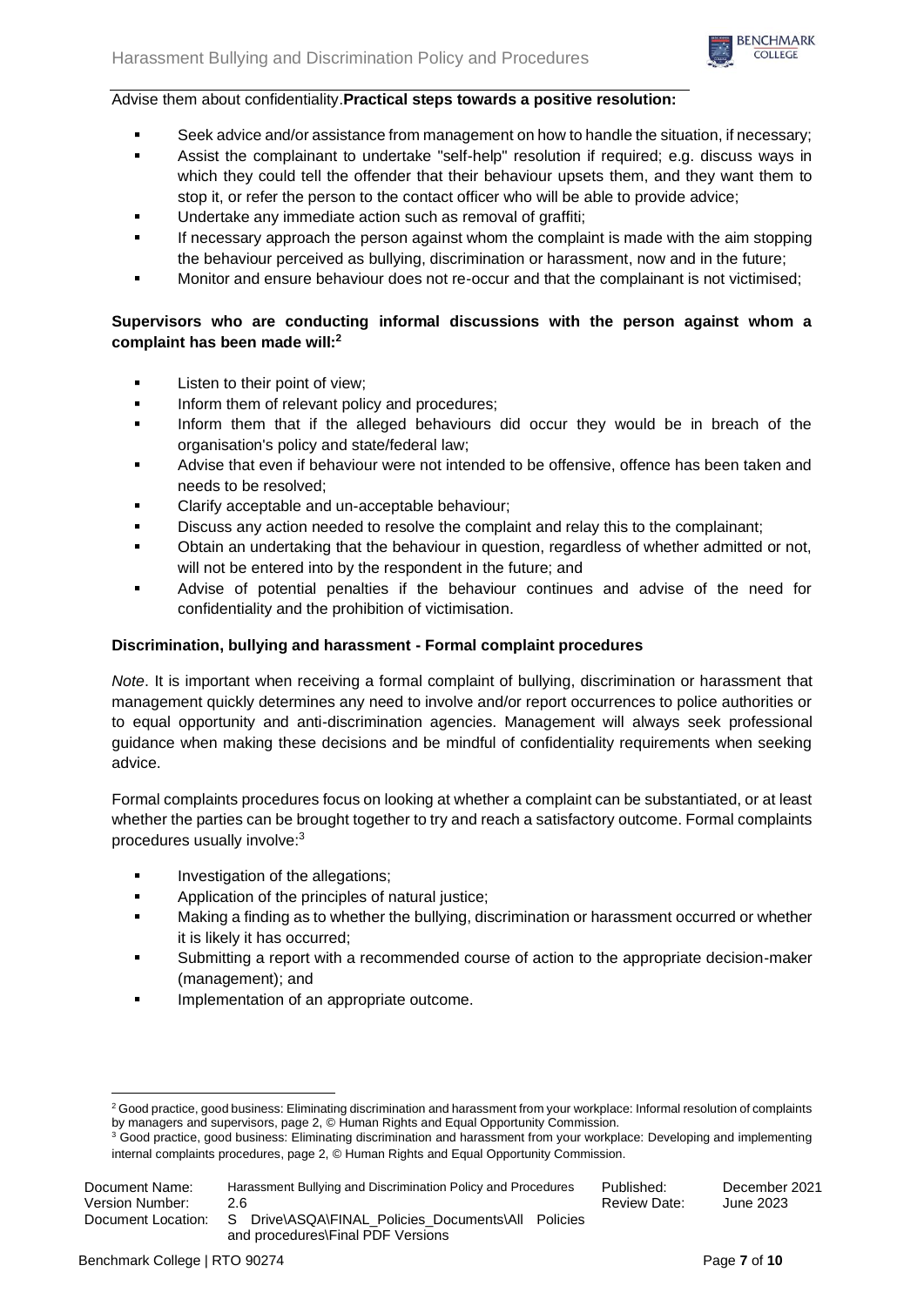Advise them about confidentiality.**Practical steps towards a positive resolution:**

- Seek advice and/or assistance from management on how to handle the situation, if necessary;
- Assist the complainant to undertake "self-help" resolution if required; e.g. discuss ways in which they could tell the offender that their behaviour upsets them, and they want them to stop it, or refer the person to the contact officer who will be able to provide advice;
- Undertake any immediate action such as removal of graffiti;
- If necessary approach the person against whom the complaint is made with the aim stopping the behaviour perceived as bullying, discrimination or harassment, now and in the future;
- Monitor and ensure behaviour does not re-occur and that the complainant is not victimised;

**Supervisors who are conducting informal discussions with the person against whom a complaint has been made will:**[2]

- Listen to their point of view;
- Inform them of relevant policy and procedures;
- Inform them that if the alleged behaviours did occur they would be in breach of the organisation's policy and state/federal law;
- Advise that even if behaviour were not intended to be offensive, offence has been taken and needs to be resolved;
- Clarify acceptable and un-acceptable behaviour;
- Discuss any action needed to resolve the complaint and relay this to the complainant;
- Obtain an undertaking that the behaviour in question, regardless of whether admitted or not, will not be entered into by the respondent in the future; and
- Advise of potential penalties if the behaviour continues and advise of the need for confidentiality and the prohibition of victimisation.

**Discrimination, bullying and harassment - Formal complaint procedures**

*Note*. It is important when receiving a formal complaint of bullying, discrimination or harassment that management quickly determines any need to involve and/or report occurrences to police authorities or to equal opportunity and anti-discrimination agencies. Management will always seek professional guidance when making these decisions and be mindful of confidentiality requirements when seeking advice.

Formal complaints procedures focus on looking at whether a complaint can be substantiated, or at least whether the parties can be brought together to try and reach a satisfactory outcome. Formal complaints procedures usually involve:[3]

- Investigation of the allegations;
- Application of the principles of natural justice;
- Making a finding as to whether the bullying, discrimination or harassment occurred or whether it is likely it has occurred;
- Submitting a report with a recommended course of action to the appropriate decision-maker (management); and
- Implementation of an appropriate outcome.

[2] Good practice, good business: Eliminating discrimination and harassment from your workplace: Informal resolution of complaints by managers and supervisors, page 2, © Human Rights and Equal Opportunity Commission.

[3] Good practice, good business: Eliminating discrimination and harassment from your workplace: Developing and implementing internal complaints procedures, page 2, © Human Rights and Equal Opportunity Commission.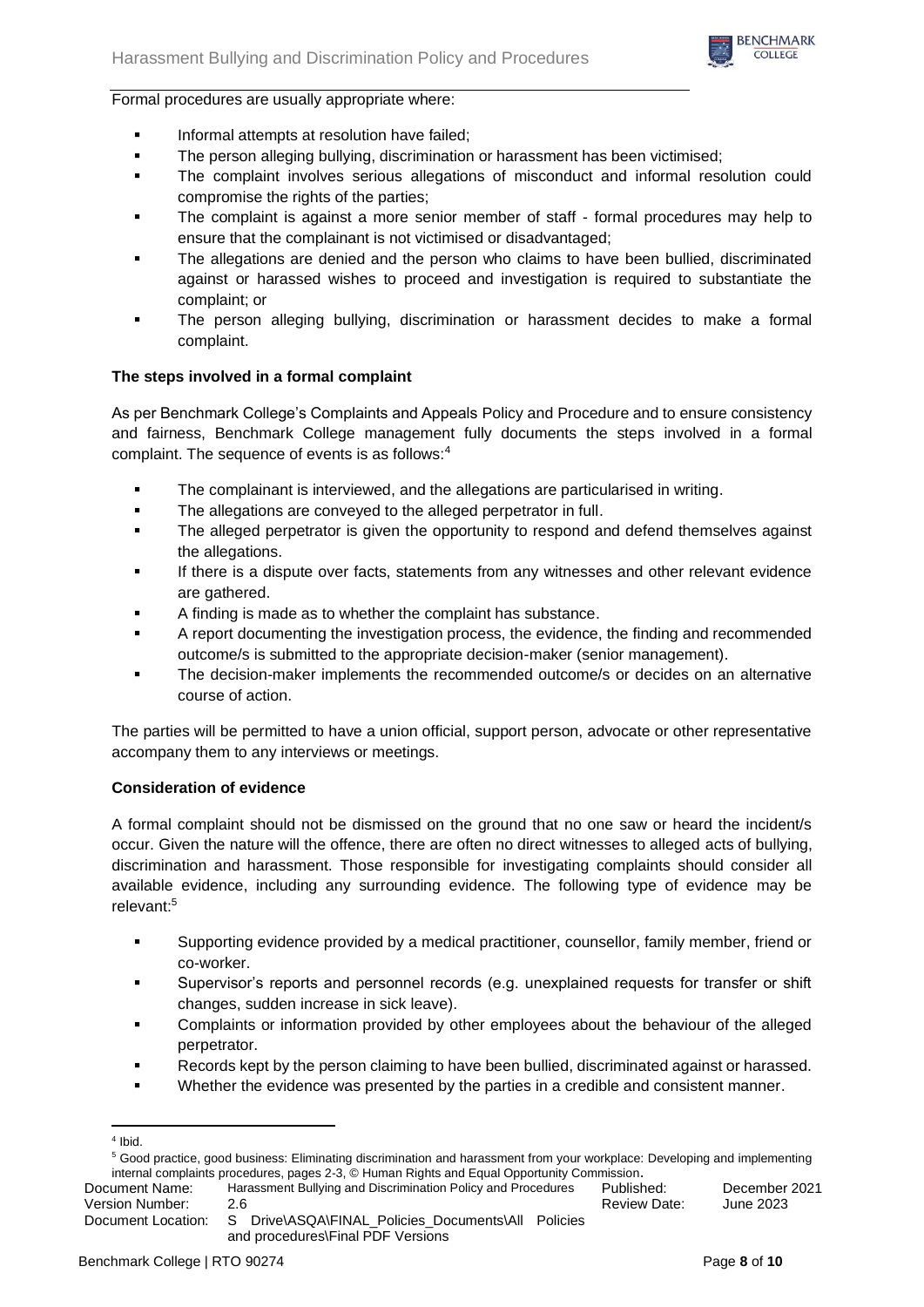Formal procedures are usually appropriate where:

- Informal attempts at resolution have failed;
- The person alleging bullying, discrimination or harassment has been victimised;
- The complaint involves serious allegations of misconduct and informal resolution could compromise the rights of the parties;
- The complaint is against a more senior member of staff - formal procedures may help to ensure that the complainant is not victimised or disadvantaged;
- The allegations are denied and the person who claims to have been bullied, discriminated against or harassed wishes to proceed and investigation is required to substantiate the complaint; or
- The person alleging bullying, discrimination or harassment decides to make a formal complaint.

**The steps involved in a formal complaint**

As per Benchmark College's Complaints and Appeals Policy and Procedure and to ensure consistency and fairness, Benchmark College management fully documents the steps involved in a formal complaint. The sequence of events is as follows:[4]

- The complainant is interviewed, and the allegations are particularised in writing.
- The allegations are conveyed to the alleged perpetrator in full.
- The alleged perpetrator is given the opportunity to respond and defend themselves against the allegations.
- If there is a dispute over facts, statements from any witnesses and other relevant evidence are gathered.
- A finding is made as to whether the complaint has substance.
- A report documenting the investigation process, the evidence, the finding and recommended outcome/s is submitted to the appropriate decision-maker (senior management).
- The decision-maker implements the recommended outcome/s or decides on an alternative course of action.

The parties will be permitted to have a union official, support person, advocate or other representative accompany them to any interviews or meetings.

**Consideration of evidence**

A formal complaint should not be dismissed on the ground that no one saw or heard the incident/s occur. Given the nature will the offence, there are often no direct witnesses to alleged acts of bullying, discrimination and harassment. Those responsible for investigating complaints should consider all available evidence, including any surrounding evidence. The following type of evidence may be relevant:[5]

- Supporting evidence provided by a medical practitioner, counsellor, family member, friend or co-worker.
- Supervisor's reports and personnel records (e.g. unexplained requests for transfer or shift changes, sudden increase in sick leave).
- Complaints or information provided by other employees about the behaviour of the alleged perpetrator.
- Records kept by the person claiming to have been bullied, discriminated against or harassed.
- Whether the evidence was presented by the parties in a credible and consistent manner.

---

[4] Ibid.

[5] Good practice, good business: Eliminating discrimination and harassment from your workplace: Developing and implementing internal complaints procedures, pages 2-3, © Human Rights and Equal Opportunity Commission.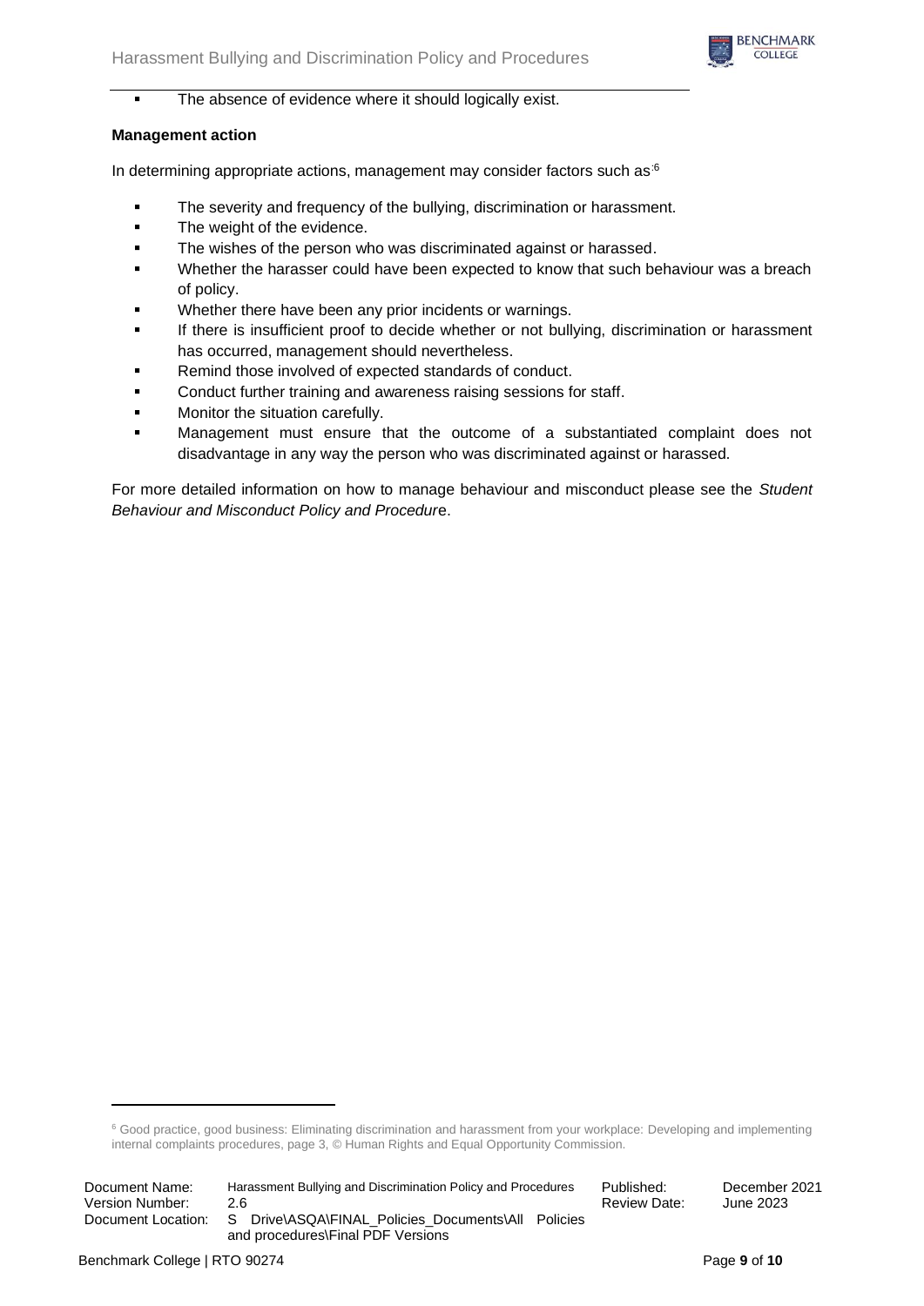- The absence of evidence where it should logically exist.

**Management action**

In determining appropriate actions, management may consider factors such as:[6]

- The severity and frequency of the bullying, discrimination or harassment.
- The weight of the evidence.
- The wishes of the person who was discriminated against or harassed.
- Whether the harasser could have been expected to know that such behaviour was a breach of policy.
- Whether there have been any prior incidents or warnings.
- If there is insufficient proof to decide whether or not bullying, discrimination or harassment has occurred, management should nevertheless.
- Remind those involved of expected standards of conduct.
- Conduct further training and awareness raising sessions for staff.
- Monitor the situation carefully.
- Management must ensure that the outcome of a substantiated complaint does not disadvantage in any way the person who was discriminated against or harassed.

For more detailed information on how to manage behaviour and misconduct please see the *Student Behaviour and Misconduct Policy and Procedure*.

[6] Good practice, good business: Eliminating discrimination and harassment from your workplace: Developing and implementing internal complaints procedures, page 3, © Human Rights and Equal Opportunity Commission.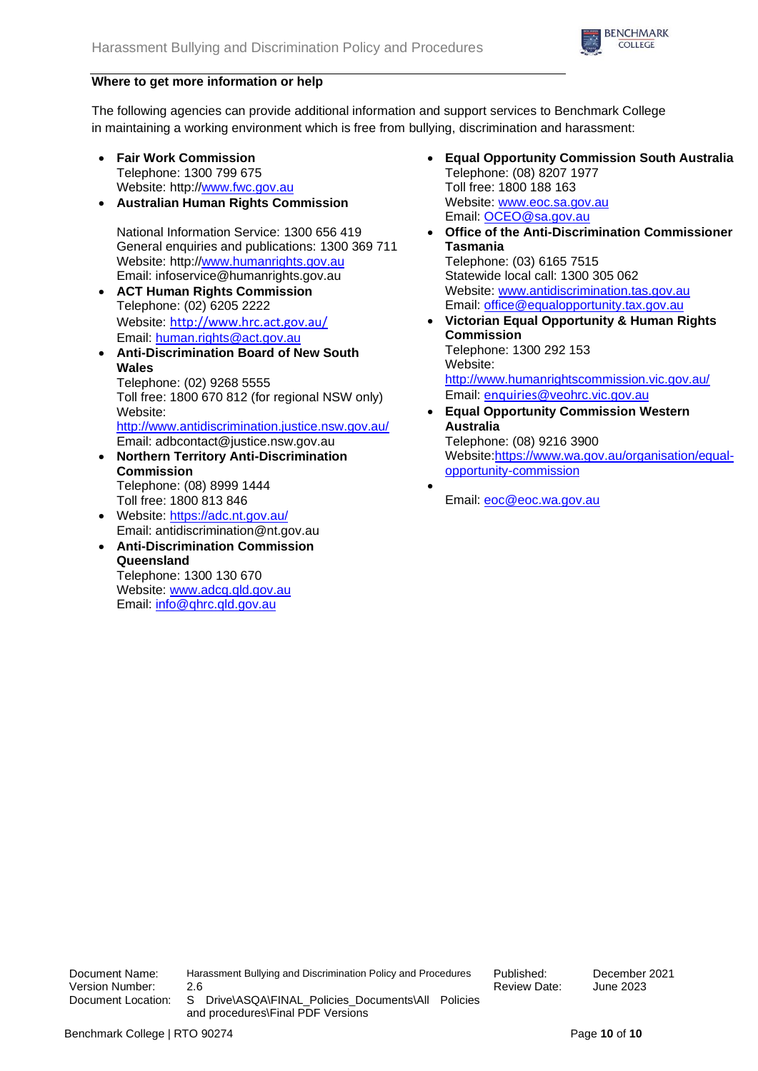**Where to get more information or help**

The following agencies can provide additional information and support services to Benchmark College in maintaining a working environment which is free from bullying, discrimination and harassment:

- **Fair Work Commission**
  Telephone: 1300 799 675
  Website: http://www.fwc.gov.au
- **Australian Human Rights Commission**

  National Information Service: 1300 656 419
  General enquiries and publications: 1300 369 711
  Website: http://www.humanrights.gov.au
  Email: infoservice@humanrights.gov.au
- **ACT Human Rights Commission**
  Telephone: (02) 6205 2222
  Website: http://www.hrc.act.gov.au/
  Email: human.rights@act.gov.au
- **Anti-Discrimination Board of New South Wales**
  Telephone: (02) 9268 5555
  Toll free: 1800 670 812 (for regional NSW only)
  Website:
  http://www.antidiscrimination.justice.nsw.gov.au/
  Email: adbcontact@justice.nsw.gov.au
- **Northern Territory Anti-Discrimination Commission**
  Telephone: (08) 8999 1444
  Toll free: 1800 813 846
- Website: https://adc.nt.gov.au/
  Email: antidiscrimination@nt.gov.au
- **Anti-Discrimination Commission Queensland**
  Telephone: 1300 130 670
  Website: www.adcq.qld.gov.au
  Email: info@qhrc.qld.gov.au
- **Equal Opportunity Commission South Australia**
  Telephone: (08) 8207 1977
  Toll free: 1800 188 163
  Website: www.eoc.sa.gov.au
  Email: OCEO@sa.gov.au
- **Office of the Anti-Discrimination Commissioner Tasmania**
  Telephone: (03) 6165 7515
  Statewide local call: 1300 305 062
  Website: www.antidiscrimination.tas.gov.au
  Email: office@equalopportunity.tax.gov.au
- **Victorian Equal Opportunity & Human Rights Commission**
  Telephone: 1300 292 153
  Website:
  http://www.humanrightscommission.vic.gov.au/
  Email: enquiries@veohrc.vic.gov.au
- **Equal Opportunity Commission Western Australia**
  Telephone: (08) 9216 3900
  Website:https://www.wa.gov.au/organisation/equal-opportunity-commission
-

  Email: eoc@eoc.wa.gov.au

| | | | |
|---|---|---|---|
| Document Name: | Harassment Bullying and Discrimination Policy and Procedures | Published: | December 2021 |
| Version Number: | 2.6 | Review Date: | June 2023 |
| Document Location: | S Drive\ASQA\FINAL_Policies_Documents\All Policies and procedures\Final PDF Versions | | |